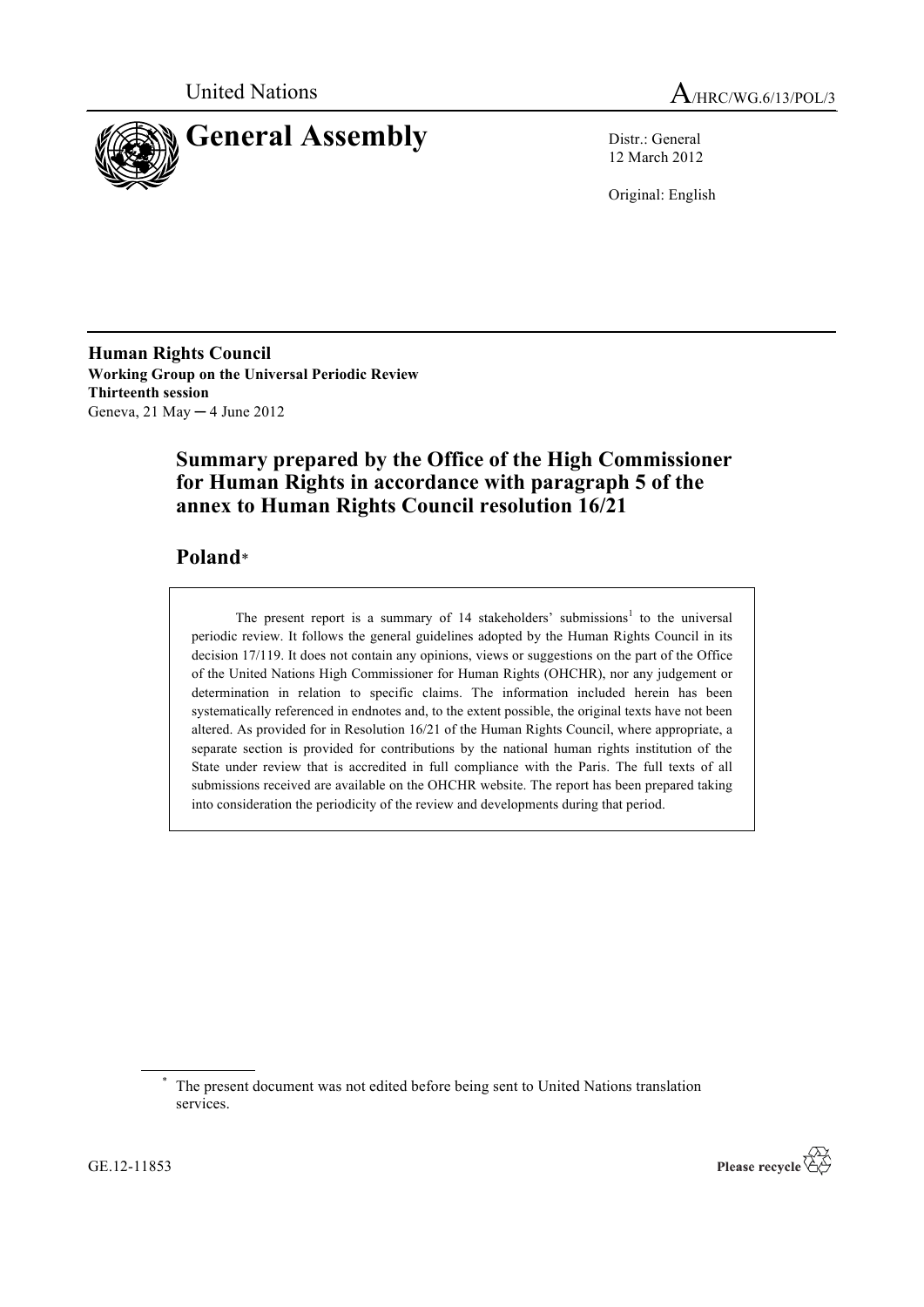United Nations

A/HRC/WG.6/13/POL/3

# General Assembly

Distr.: General
12 March 2012

Original: English

**Human Rights Council**
**Working Group on the Universal Periodic Review**
**Thirteenth session**
Geneva, 21 May ─ 4 June 2012

## Summary prepared by the Office of the High Commissioner for Human Rights in accordance with paragraph 5 of the annex to Human Rights Council resolution 16/21

## Poland*

The present report is a summary of 14 stakeholders' submissions[1] to the universal periodic review. It follows the general guidelines adopted by the Human Rights Council in its decision 17/119. It does not contain any opinions, views or suggestions on the part of the Office of the United Nations High Commissioner for Human Rights (OHCHR), nor any judgement or determination in relation to specific claims. The information included herein has been systematically referenced in endnotes and, to the extent possible, the original texts have not been altered. As provided for in Resolution 16/21 of the Human Rights Council, where appropriate, a separate section is provided for contributions by the national human rights institution of the State under review that is accredited in full compliance with the Paris. The full texts of all submissions received are available on the OHCHR website. The report has been prepared taking into consideration the periodicity of the review and developments during that period.

---

\* The present document was not edited before being sent to United Nations translation services.

GE.12-11853

Please recycle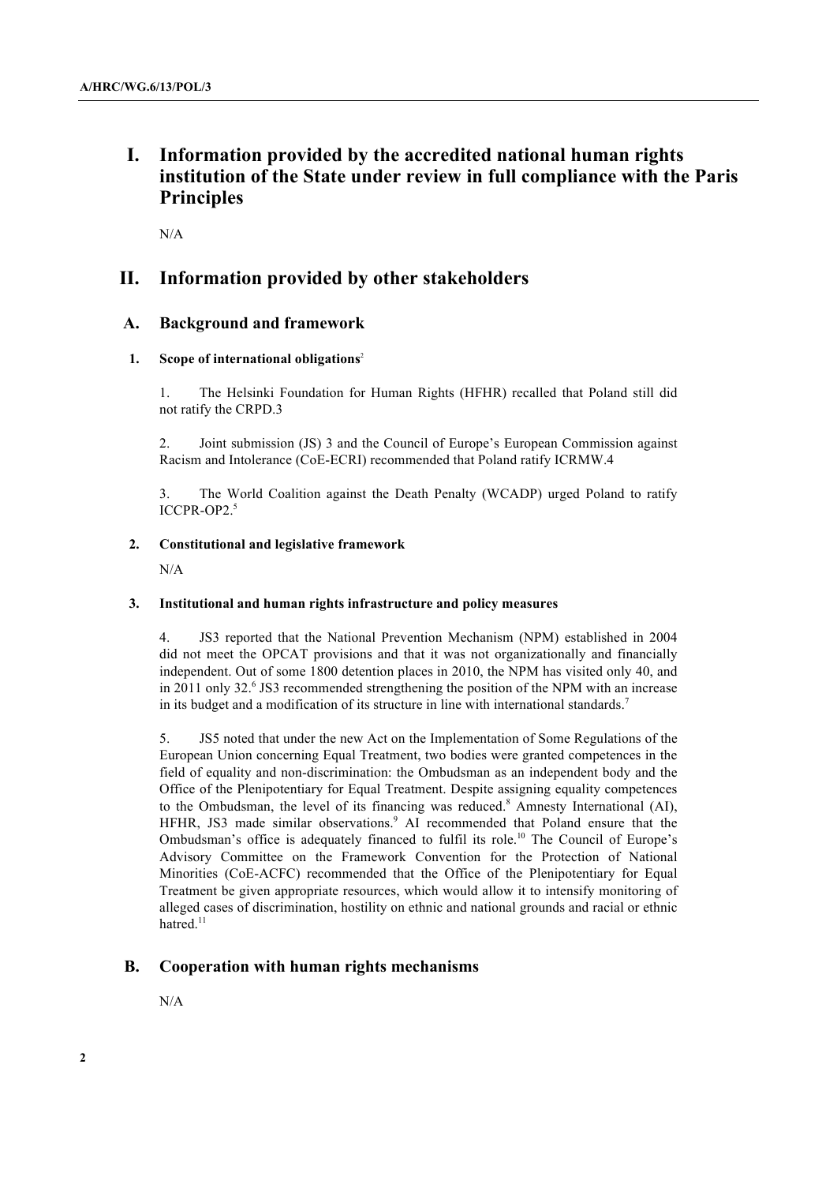# I. Information provided by the accredited national human rights institution of the State under review in full compliance with the Paris Principles

N/A

# II. Information provided by other stakeholders

## A. Background and framework

### 1. Scope of international obligations[2]

1. The Helsinki Foundation for Human Rights (HFHR) recalled that Poland still did not ratify the CRPD.3

2. Joint submission (JS) 3 and the Council of Europe's European Commission against Racism and Intolerance (CoE-ECRI) recommended that Poland ratify ICRMW.4

3. The World Coalition against the Death Penalty (WCADP) urged Poland to ratify ICCPR-OP2.[5]

### 2. Constitutional and legislative framework

N/A

### 3. Institutional and human rights infrastructure and policy measures

4. JS3 reported that the National Prevention Mechanism (NPM) established in 2004 did not meet the OPCAT provisions and that it was not organizationally and financially independent. Out of some 1800 detention places in 2010, the NPM has visited only 40, and in 2011 only 32.[6] JS3 recommended strengthening the position of the NPM with an increase in its budget and a modification of its structure in line with international standards.[7]

5. JS5 noted that under the new Act on the Implementation of Some Regulations of the European Union concerning Equal Treatment, two bodies were granted competences in the field of equality and non-discrimination: the Ombudsman as an independent body and the Office of the Plenipotentiary for Equal Treatment. Despite assigning equality competences to the Ombudsman, the level of its financing was reduced.[8] Amnesty International (AI), HFHR, JS3 made similar observations.[9] AI recommended that Poland ensure that the Ombudsman's office is adequately financed to fulfil its role.[10] The Council of Europe's Advisory Committee on the Framework Convention for the Protection of National Minorities (CoE-ACFC) recommended that the Office of the Plenipotentiary for Equal Treatment be given appropriate resources, which would allow it to intensify monitoring of alleged cases of discrimination, hostility on ethnic and national grounds and racial or ethnic hatred.[11]

## B. Cooperation with human rights mechanisms

N/A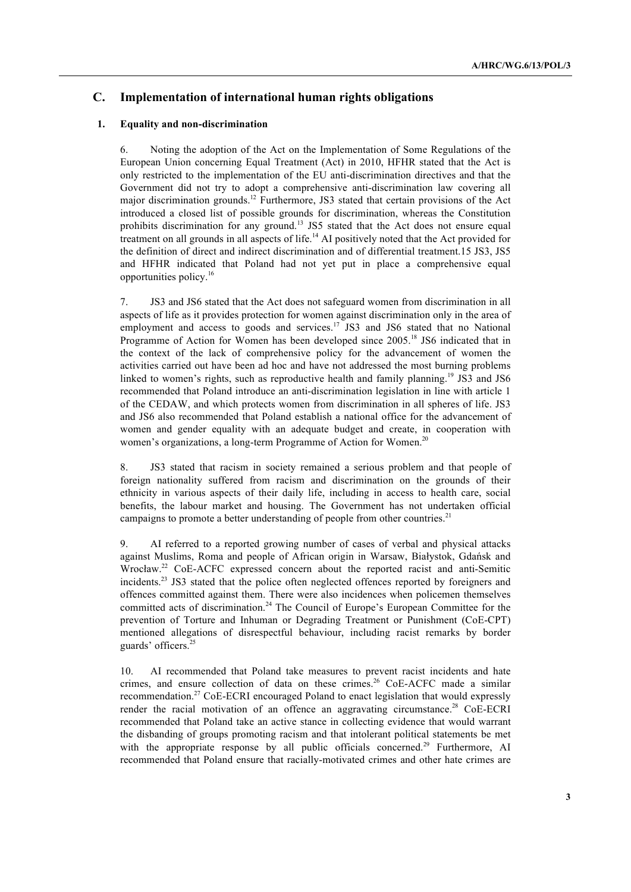## C. Implementation of international human rights obligations

### 1. Equality and non-discrimination

6. Noting the adoption of the Act on the Implementation of Some Regulations of the European Union concerning Equal Treatment (Act) in 2010, HFHR stated that the Act is only restricted to the implementation of the EU anti-discrimination directives and that the Government did not try to adopt a comprehensive anti-discrimination law covering all major discrimination grounds.[12] Furthermore, JS3 stated that certain provisions of the Act introduced a closed list of possible grounds for discrimination, whereas the Constitution prohibits discrimination for any ground.[13] JS5 stated that the Act does not ensure equal treatment on all grounds in all aspects of life.[14] AI positively noted that the Act provided for the definition of direct and indirect discrimination and of differential treatment.15 JS3, JS5 and HFHR indicated that Poland had not yet put in place a comprehensive equal opportunities policy.[16]

7. JS3 and JS6 stated that the Act does not safeguard women from discrimination in all aspects of life as it provides protection for women against discrimination only in the area of employment and access to goods and services.[17] JS3 and JS6 stated that no National Programme of Action for Women has been developed since 2005.[18] JS6 indicated that in the context of the lack of comprehensive policy for the advancement of women the activities carried out have been ad hoc and have not addressed the most burning problems linked to women's rights, such as reproductive health and family planning.[19] JS3 and JS6 recommended that Poland introduce an anti-discrimination legislation in line with article 1 of the CEDAW, and which protects women from discrimination in all spheres of life. JS3 and JS6 also recommended that Poland establish a national office for the advancement of women and gender equality with an adequate budget and create, in cooperation with women's organizations, a long-term Programme of Action for Women.[20]

8. JS3 stated that racism in society remained a serious problem and that people of foreign nationality suffered from racism and discrimination on the grounds of their ethnicity in various aspects of their daily life, including in access to health care, social benefits, the labour market and housing. The Government has not undertaken official campaigns to promote a better understanding of people from other countries.[21]

9. AI referred to a reported growing number of cases of verbal and physical attacks against Muslims, Roma and people of African origin in Warsaw, Białystok, Gdańsk and Wrocław.[22] CoE-ACFC expressed concern about the reported racist and anti-Semitic incidents.[23] JS3 stated that the police often neglected offences reported by foreigners and offences committed against them. There were also incidences when policemen themselves committed acts of discrimination.[24] The Council of Europe's European Committee for the prevention of Torture and Inhuman or Degrading Treatment or Punishment (CoE-CPT) mentioned allegations of disrespectful behaviour, including racist remarks by border guards' officers.[25]

10. AI recommended that Poland take measures to prevent racist incidents and hate crimes, and ensure collection of data on these crimes.[26] CoE-ACFC made a similar recommendation.[27] CoE-ECRI encouraged Poland to enact legislation that would expressly render the racial motivation of an offence an aggravating circumstance.[28] CoE-ECRI recommended that Poland take an active stance in collecting evidence that would warrant the disbanding of groups promoting racism and that intolerant political statements be met with the appropriate response by all public officials concerned.[29] Furthermore, AI recommended that Poland ensure that racially-motivated crimes and other hate crimes are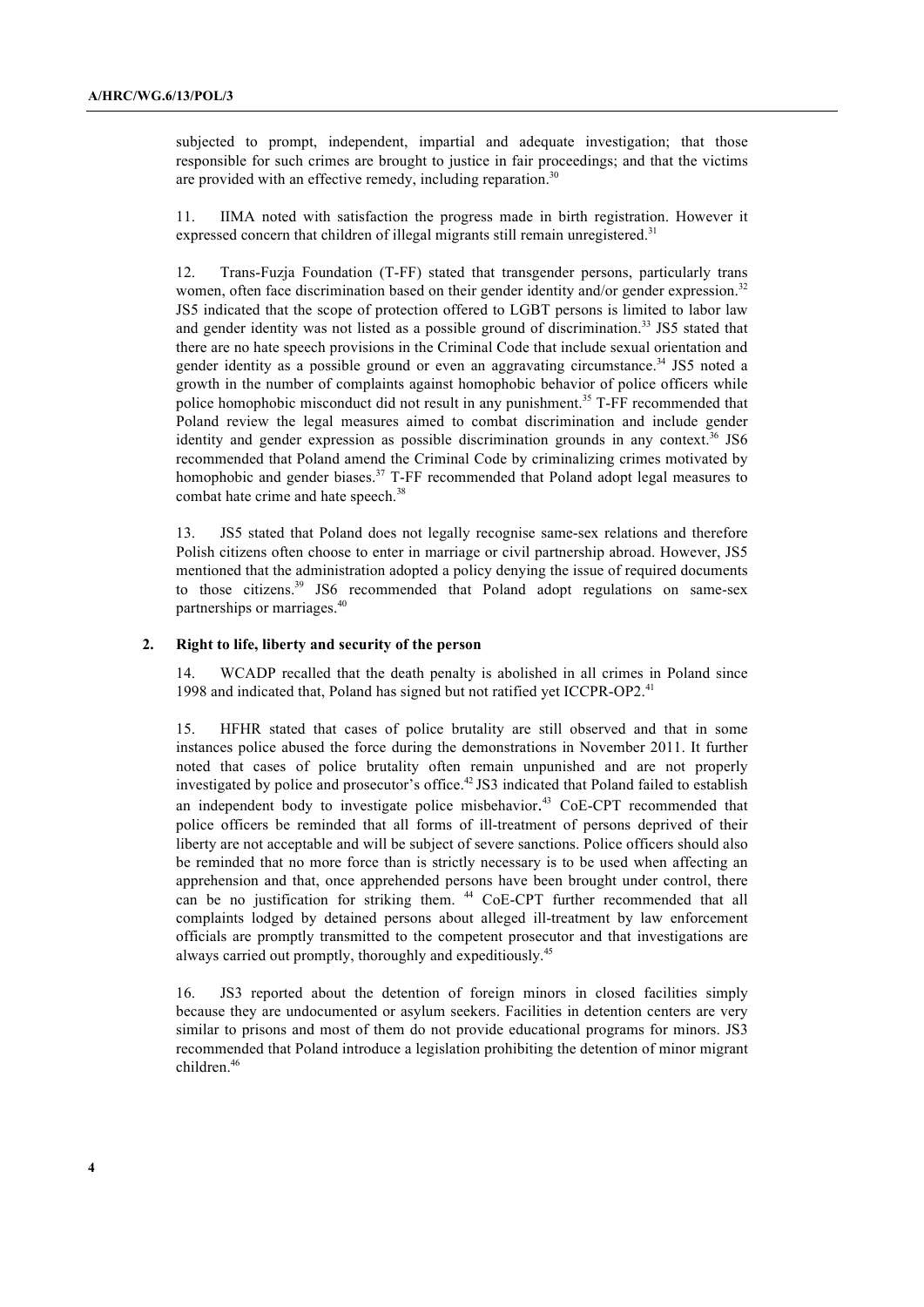subjected to prompt, independent, impartial and adequate investigation; that those responsible for such crimes are brought to justice in fair proceedings; and that the victims are provided with an effective remedy, including reparation.[30]

11. IIMA noted with satisfaction the progress made in birth registration. However it expressed concern that children of illegal migrants still remain unregistered.[31]

12. Trans-Fuzja Foundation (T-FF) stated that transgender persons, particularly trans women, often face discrimination based on their gender identity and/or gender expression.[32] JS5 indicated that the scope of protection offered to LGBT persons is limited to labor law and gender identity was not listed as a possible ground of discrimination.[33] JS5 stated that there are no hate speech provisions in the Criminal Code that include sexual orientation and gender identity as a possible ground or even an aggravating circumstance.[34] JS5 noted a growth in the number of complaints against homophobic behavior of police officers while police homophobic misconduct did not result in any punishment.[35] T-FF recommended that Poland review the legal measures aimed to combat discrimination and include gender identity and gender expression as possible discrimination grounds in any context.[36] JS6 recommended that Poland amend the Criminal Code by criminalizing crimes motivated by homophobic and gender biases.[37] T-FF recommended that Poland adopt legal measures to combat hate crime and hate speech.[38]

13. JS5 stated that Poland does not legally recognise same-sex relations and therefore Polish citizens often choose to enter in marriage or civil partnership abroad. However, JS5 mentioned that the administration adopted a policy denying the issue of required documents to those citizens.[39] JS6 recommended that Poland adopt regulations on same-sex partnerships or marriages.[40]

### 2. Right to life, liberty and security of the person

14. WCADP recalled that the death penalty is abolished in all crimes in Poland since 1998 and indicated that, Poland has signed but not ratified yet ICCPR-OP2.[41]

15. HFHR stated that cases of police brutality are still observed and that in some instances police abused the force during the demonstrations in November 2011. It further noted that cases of police brutality often remain unpunished and are not properly investigated by police and prosecutor's office.[42] JS3 indicated that Poland failed to establish an independent body to investigate police misbehavior.[43] CoE-CPT recommended that police officers be reminded that all forms of ill-treatment of persons deprived of their liberty are not acceptable and will be subject of severe sanctions. Police officers should also be reminded that no more force than is strictly necessary is to be used when affecting an apprehension and that, once apprehended persons have been brought under control, there can be no justification for striking them.[44] CoE-CPT further recommended that all complaints lodged by detained persons about alleged ill-treatment by law enforcement officials are promptly transmitted to the competent prosecutor and that investigations are always carried out promptly, thoroughly and expeditiously.[45]

16. JS3 reported about the detention of foreign minors in closed facilities simply because they are undocumented or asylum seekers. Facilities in detention centers are very similar to prisons and most of them do not provide educational programs for minors. JS3 recommended that Poland introduce a legislation prohibiting the detention of minor migrant children.[46]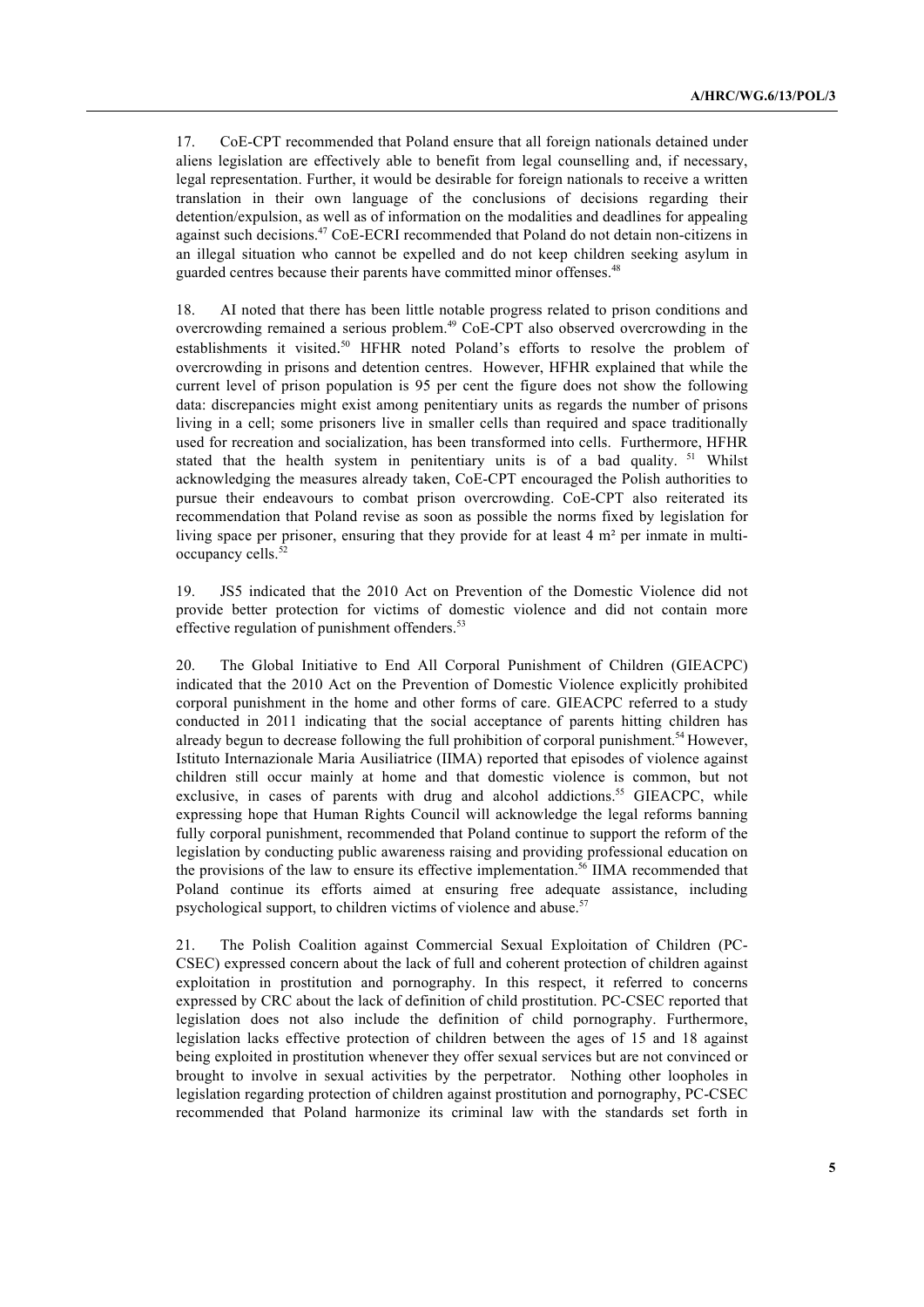17. CoE-CPT recommended that Poland ensure that all foreign nationals detained under aliens legislation are effectively able to benefit from legal counselling and, if necessary, legal representation. Further, it would be desirable for foreign nationals to receive a written translation in their own language of the conclusions of decisions regarding their detention/expulsion, as well as of information on the modalities and deadlines for appealing against such decisions.[47] CoE-ECRI recommended that Poland do not detain non-citizens in an illegal situation who cannot be expelled and do not keep children seeking asylum in guarded centres because their parents have committed minor offenses.[48]

18. AI noted that there has been little notable progress related to prison conditions and overcrowding remained a serious problem.[49] CoE-CPT also observed overcrowding in the establishments it visited.[50] HFHR noted Poland's efforts to resolve the problem of overcrowding in prisons and detention centres. However, HFHR explained that while the current level of prison population is 95 per cent the figure does not show the following data: discrepancies might exist among penitentiary units as regards the number of prisons living in a cell; some prisoners live in smaller cells than required and space traditionally used for recreation and socialization, has been transformed into cells. Furthermore, HFHR stated that the health system in penitentiary units is of a bad quality.[51] Whilst acknowledging the measures already taken, CoE-CPT encouraged the Polish authorities to pursue their endeavours to combat prison overcrowding. CoE-CPT also reiterated its recommendation that Poland revise as soon as possible the norms fixed by legislation for living space per prisoner, ensuring that they provide for at least 4 m² per inmate in multi-occupancy cells.[52]

19. JS5 indicated that the 2010 Act on Prevention of the Domestic Violence did not provide better protection for victims of domestic violence and did not contain more effective regulation of punishment offenders.[53]

20. The Global Initiative to End All Corporal Punishment of Children (GIEACPC) indicated that the 2010 Act on the Prevention of Domestic Violence explicitly prohibited corporal punishment in the home and other forms of care. GIEACPC referred to a study conducted in 2011 indicating that the social acceptance of parents hitting children has already begun to decrease following the full prohibition of corporal punishment.[54] However, Istituto Internazionale Maria Ausiliatrice (IIMA) reported that episodes of violence against children still occur mainly at home and that domestic violence is common, but not exclusive, in cases of parents with drug and alcohol addictions.[55] GIEACPC, while expressing hope that Human Rights Council will acknowledge the legal reforms banning fully corporal punishment, recommended that Poland continue to support the reform of the legislation by conducting public awareness raising and providing professional education on the provisions of the law to ensure its effective implementation.[56] IIMA recommended that Poland continue its efforts aimed at ensuring free adequate assistance, including psychological support, to children victims of violence and abuse.[57]

21. The Polish Coalition against Commercial Sexual Exploitation of Children (PC-CSEC) expressed concern about the lack of full and coherent protection of children against exploitation in prostitution and pornography. In this respect, it referred to concerns expressed by CRC about the lack of definition of child prostitution. PC-CSEC reported that legislation does not also include the definition of child pornography. Furthermore, legislation lacks effective protection of children between the ages of 15 and 18 against being exploited in prostitution whenever they offer sexual services but are not convinced or brought to involve in sexual activities by the perpetrator. Nothing other loopholes in legislation regarding protection of children against prostitution and pornography, PC-CSEC recommended that Poland harmonize its criminal law with the standards set forth in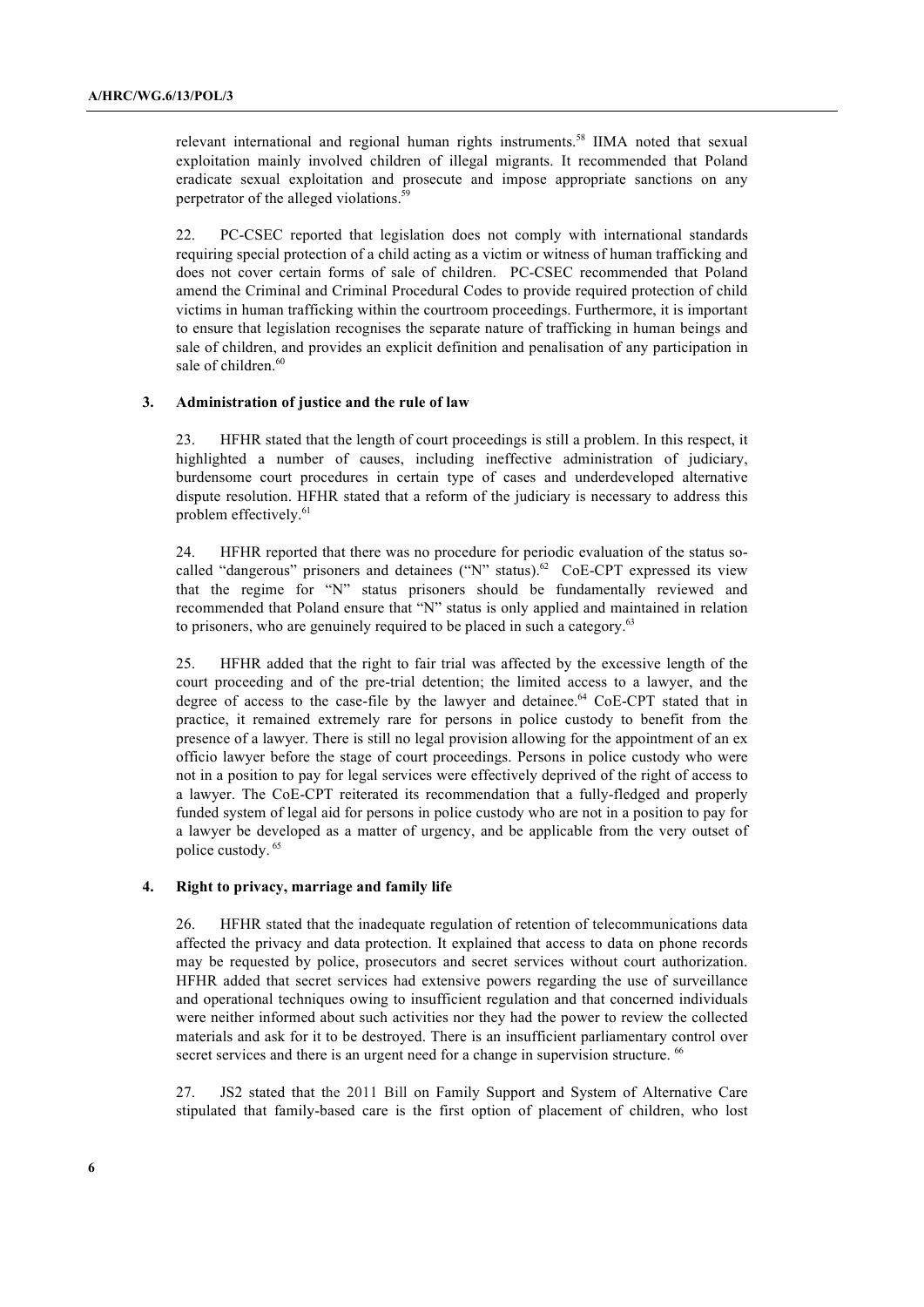relevant international and regional human rights instruments.[58] IIMA noted that sexual exploitation mainly involved children of illegal migrants. It recommended that Poland eradicate sexual exploitation and prosecute and impose appropriate sanctions on any perpetrator of the alleged violations.[59]

22. PC-CSEC reported that legislation does not comply with international standards requiring special protection of a child acting as a victim or witness of human trafficking and does not cover certain forms of sale of children. PC-CSEC recommended that Poland amend the Criminal and Criminal Procedural Codes to provide required protection of child victims in human trafficking within the courtroom proceedings. Furthermore, it is important to ensure that legislation recognises the separate nature of trafficking in human beings and sale of children, and provides an explicit definition and penalisation of any participation in sale of children.[60]

### 3. Administration of justice and the rule of law

23. HFHR stated that the length of court proceedings is still a problem. In this respect, it highlighted a number of causes, including ineffective administration of judiciary, burdensome court procedures in certain type of cases and underdeveloped alternative dispute resolution. HFHR stated that a reform of the judiciary is necessary to address this problem effectively.[61]

24. HFHR reported that there was no procedure for periodic evaluation of the status so-called "dangerous" prisoners and detainees ("N" status).[62] CoE-CPT expressed its view that the regime for "N" status prisoners should be fundamentally reviewed and recommended that Poland ensure that "N" status is only applied and maintained in relation to prisoners, who are genuinely required to be placed in such a category.[63]

25. HFHR added that the right to fair trial was affected by the excessive length of the court proceeding and of the pre-trial detention; the limited access to a lawyer, and the degree of access to the case-file by the lawyer and detainee.[64] CoE-CPT stated that in practice, it remained extremely rare for persons in police custody to benefit from the presence of a lawyer. There is still no legal provision allowing for the appointment of an ex officio lawyer before the stage of court proceedings. Persons in police custody who were not in a position to pay for legal services were effectively deprived of the right of access to a lawyer. The CoE-CPT reiterated its recommendation that a fully-fledged and properly funded system of legal aid for persons in police custody who are not in a position to pay for a lawyer be developed as a matter of urgency, and be applicable from the very outset of police custody.[65]

### 4. Right to privacy, marriage and family life

26. HFHR stated that the inadequate regulation of retention of telecommunications data affected the privacy and data protection. It explained that access to data on phone records may be requested by police, prosecutors and secret services without court authorization. HFHR added that secret services had extensive powers regarding the use of surveillance and operational techniques owing to insufficient regulation and that concerned individuals were neither informed about such activities nor they had the power to review the collected materials and ask for it to be destroyed. There is an insufficient parliamentary control over secret services and there is an urgent need for a change in supervision structure.[66]

27. JS2 stated that the 2011 Bill on Family Support and System of Alternative Care stipulated that family-based care is the first option of placement of children, who lost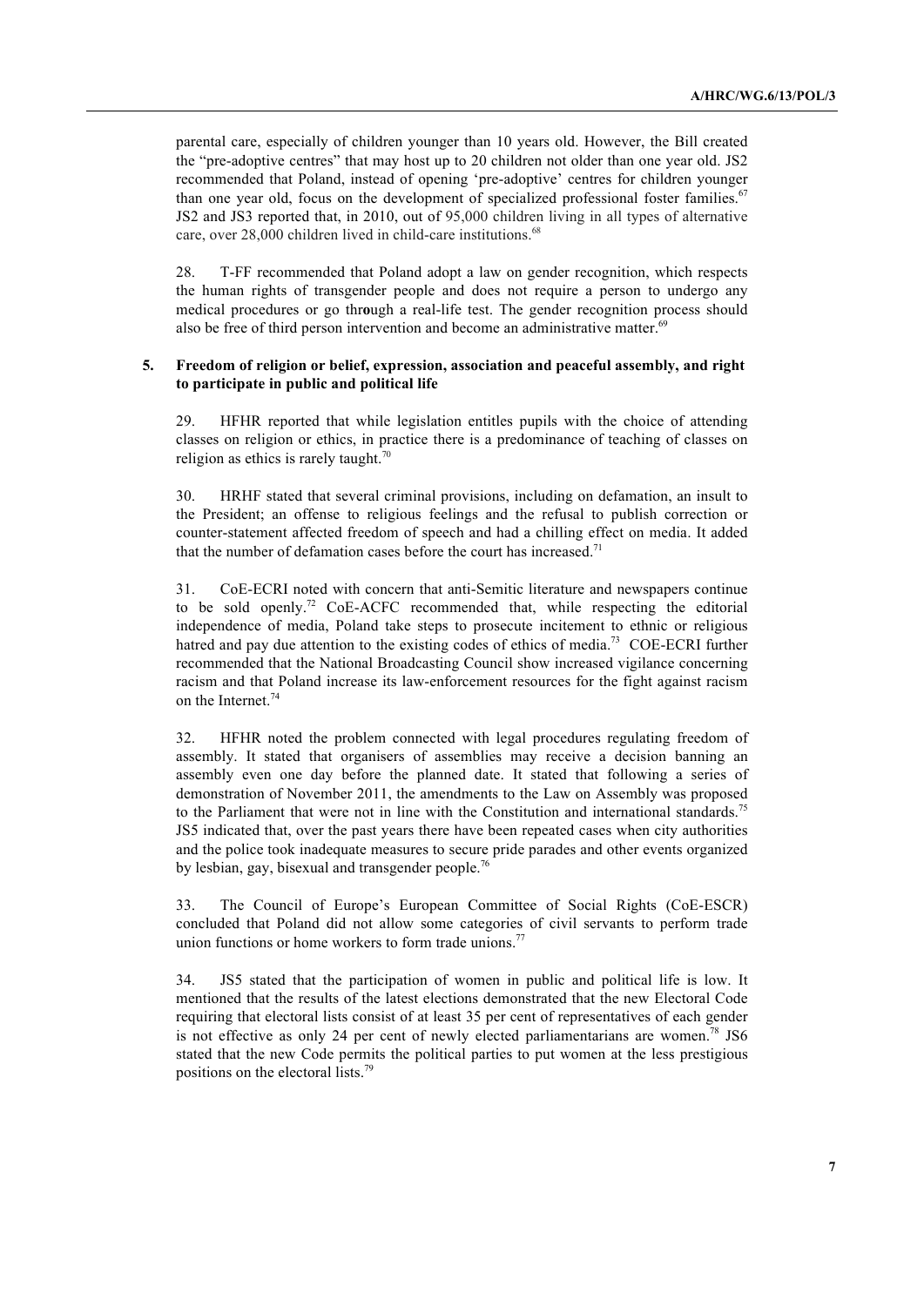parental care, especially of children younger than 10 years old. However, the Bill created the "pre-adoptive centres" that may host up to 20 children not older than one year old. JS2 recommended that Poland, instead of opening 'pre-adoptive' centres for children younger than one year old, focus on the development of specialized professional foster families.[67] JS2 and JS3 reported that, in 2010, out of 95,000 children living in all types of alternative care, over 28,000 children lived in child-care institutions.[68]

28. T-FF recommended that Poland adopt a law on gender recognition, which respects the human rights of transgender people and does not require a person to undergo any medical procedures or go through a real-life test. The gender recognition process should also be free of third person intervention and become an administrative matter.[69]

### 5. Freedom of religion or belief, expression, association and peaceful assembly, and right to participate in public and political life

29. HFHR reported that while legislation entitles pupils with the choice of attending classes on religion or ethics, in practice there is a predominance of teaching of classes on religion as ethics is rarely taught.[70]

30. HRHF stated that several criminal provisions, including on defamation, an insult to the President; an offense to religious feelings and the refusal to publish correction or counter-statement affected freedom of speech and had a chilling effect on media. It added that the number of defamation cases before the court has increased.[71]

31. CoE-ECRI noted with concern that anti-Semitic literature and newspapers continue to be sold openly.[72] CoE-ACFC recommended that, while respecting the editorial independence of media, Poland take steps to prosecute incitement to ethnic or religious hatred and pay due attention to the existing codes of ethics of media.[73] COE-ECRI further recommended that the National Broadcasting Council show increased vigilance concerning racism and that Poland increase its law-enforcement resources for the fight against racism on the Internet.[74]

32. HFHR noted the problem connected with legal procedures regulating freedom of assembly. It stated that organisers of assemblies may receive a decision banning an assembly even one day before the planned date. It stated that following a series of demonstration of November 2011, the amendments to the Law on Assembly was proposed to the Parliament that were not in line with the Constitution and international standards.[75] JS5 indicated that, over the past years there have been repeated cases when city authorities and the police took inadequate measures to secure pride parades and other events organized by lesbian, gay, bisexual and transgender people.[76]

33. The Council of Europe's European Committee of Social Rights (CoE-ESCR) concluded that Poland did not allow some categories of civil servants to perform trade union functions or home workers to form trade unions.[77]

34. JS5 stated that the participation of women in public and political life is low. It mentioned that the results of the latest elections demonstrated that the new Electoral Code requiring that electoral lists consist of at least 35 per cent of representatives of each gender is not effective as only 24 per cent of newly elected parliamentarians are women.[78] JS6 stated that the new Code permits the political parties to put women at the less prestigious positions on the electoral lists.[79]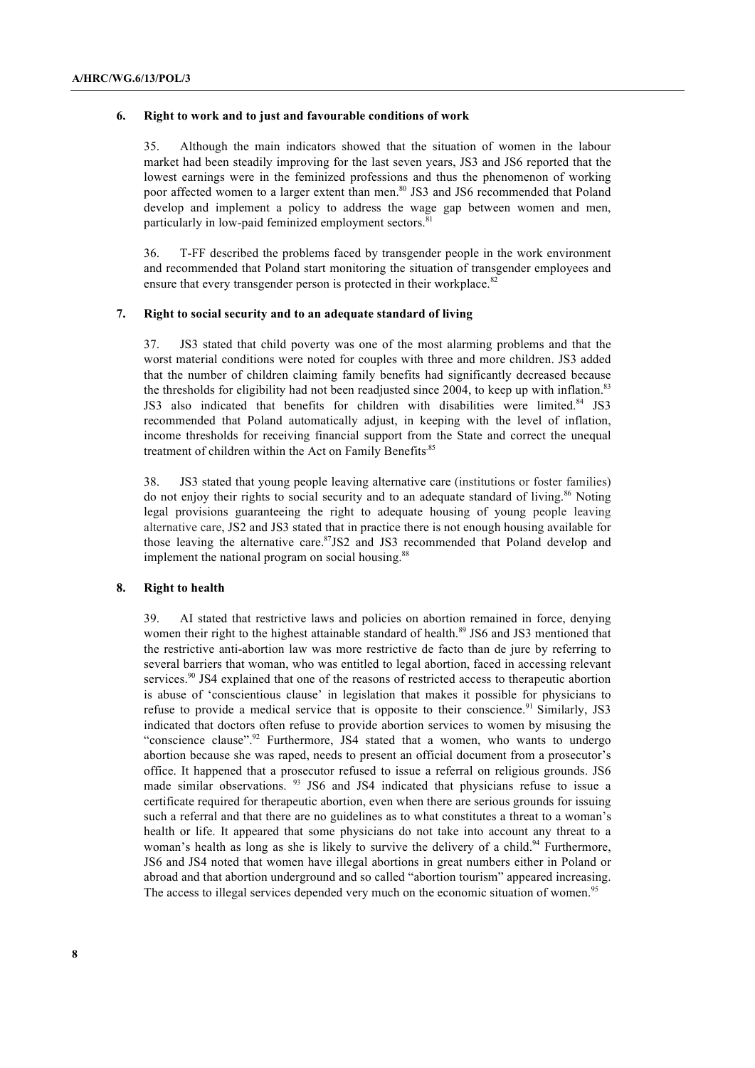### 6. Right to work and to just and favourable conditions of work

35. Although the main indicators showed that the situation of women in the labour market had been steadily improving for the last seven years, JS3 and JS6 reported that the lowest earnings were in the feminized professions and thus the phenomenon of working poor affected women to a larger extent than men.[80] JS3 and JS6 recommended that Poland develop and implement a policy to address the wage gap between women and men, particularly in low-paid feminized employment sectors.[81]

36. T-FF described the problems faced by transgender people in the work environment and recommended that Poland start monitoring the situation of transgender employees and ensure that every transgender person is protected in their workplace.[82]

### 7. Right to social security and to an adequate standard of living

37. JS3 stated that child poverty was one of the most alarming problems and that the worst material conditions were noted for couples with three and more children. JS3 added that the number of children claiming family benefits had significantly decreased because the thresholds for eligibility had not been readjusted since 2004, to keep up with inflation.[83] JS3 also indicated that benefits for children with disabilities were limited.[84] JS3 recommended that Poland automatically adjust, in keeping with the level of inflation, income thresholds for receiving financial support from the State and correct the unequal treatment of children within the Act on Family Benefits[85]

38. JS3 stated that young people leaving alternative care (institutions or foster families) do not enjoy their rights to social security and to an adequate standard of living.[86] Noting legal provisions guaranteeing the right to adequate housing of young people leaving alternative care, JS2 and JS3 stated that in practice there is not enough housing available for those leaving the alternative care.[87]JS2 and JS3 recommended that Poland develop and implement the national program on social housing.[88]

### 8. Right to health

39. AI stated that restrictive laws and policies on abortion remained in force, denying women their right to the highest attainable standard of health.[89] JS6 and JS3 mentioned that the restrictive anti-abortion law was more restrictive de facto than de jure by referring to several barriers that woman, who was entitled to legal abortion, faced in accessing relevant services.[90] JS4 explained that one of the reasons of restricted access to therapeutic abortion is abuse of 'conscientious clause' in legislation that makes it possible for physicians to refuse to provide a medical service that is opposite to their conscience.[91] Similarly, JS3 indicated that doctors often refuse to provide abortion services to women by misusing the "conscience clause".[92] Furthermore, JS4 stated that a women, who wants to undergo abortion because she was raped, needs to present an official document from a prosecutor's office. It happened that a prosecutor refused to issue a referral on religious grounds. JS6 made similar observations. [93] JS6 and JS4 indicated that physicians refuse to issue a certificate required for therapeutic abortion, even when there are serious grounds for issuing such a referral and that there are no guidelines as to what constitutes a threat to a woman's health or life. It appeared that some physicians do not take into account any threat to a woman's health as long as she is likely to survive the delivery of a child.[94] Furthermore, JS6 and JS4 noted that women have illegal abortions in great numbers either in Poland or abroad and that abortion underground and so called "abortion tourism" appeared increasing. The access to illegal services depended very much on the economic situation of women.[95]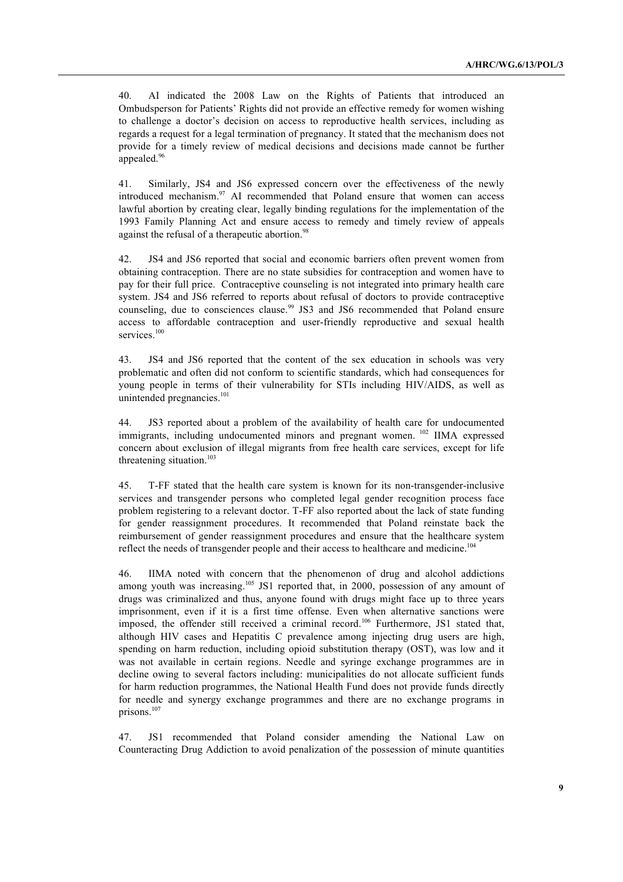40. AI indicated the 2008 Law on the Rights of Patients that introduced an Ombudsperson for Patients' Rights did not provide an effective remedy for women wishing to challenge a doctor's decision on access to reproductive health services, including as regards a request for a legal termination of pregnancy. It stated that the mechanism does not provide for a timely review of medical decisions and decisions made cannot be further appealed.[96]

41. Similarly, JS4 and JS6 expressed concern over the effectiveness of the newly introduced mechanism.[97] AI recommended that Poland ensure that women can access lawful abortion by creating clear, legally binding regulations for the implementation of the 1993 Family Planning Act and ensure access to remedy and timely review of appeals against the refusal of a therapeutic abortion.[98]

42. JS4 and JS6 reported that social and economic barriers often prevent women from obtaining contraception. There are no state subsidies for contraception and women have to pay for their full price. Contraceptive counseling is not integrated into primary health care system. JS4 and JS6 referred to reports about refusal of doctors to provide contraceptive counseling, due to consciences clause.[99] JS3 and JS6 recommended that Poland ensure access to affordable contraception and user-friendly reproductive and sexual health services.[100]

43. JS4 and JS6 reported that the content of the sex education in schools was very problematic and often did not conform to scientific standards, which had consequences for young people in terms of their vulnerability for STIs including HIV/AIDS, as well as unintended pregnancies.[101]

44. JS3 reported about a problem of the availability of health care for undocumented immigrants, including undocumented minors and pregnant women. [102] IIMA expressed concern about exclusion of illegal migrants from free health care services, except for life threatening situation.[103]

45. T-FF stated that the health care system is known for its non-transgender-inclusive services and transgender persons who completed legal gender recognition process face problem registering to a relevant doctor. T-FF also reported about the lack of state funding for gender reassignment procedures. It recommended that Poland reinstate back the reimbursement of gender reassignment procedures and ensure that the healthcare system reflect the needs of transgender people and their access to healthcare and medicine.[104]

46. IIMA noted with concern that the phenomenon of drug and alcohol addictions among youth was increasing.[105] JS1 reported that, in 2000, possession of any amount of drugs was criminalized and thus, anyone found with drugs might face up to three years imprisonment, even if it is a first time offense. Even when alternative sanctions were imposed, the offender still received a criminal record.[106] Furthermore, JS1 stated that, although HIV cases and Hepatitis C prevalence among injecting drug users are high, spending on harm reduction, including opioid substitution therapy (OST), was low and it was not available in certain regions. Needle and syringe exchange programmes are in decline owing to several factors including: municipalities do not allocate sufficient funds for harm reduction programmes, the National Health Fund does not provide funds directly for needle and synergy exchange programmes and there are no exchange programs in prisons.[107]

47. JS1 recommended that Poland consider amending the National Law on Counteracting Drug Addiction to avoid penalization of the possession of minute quantities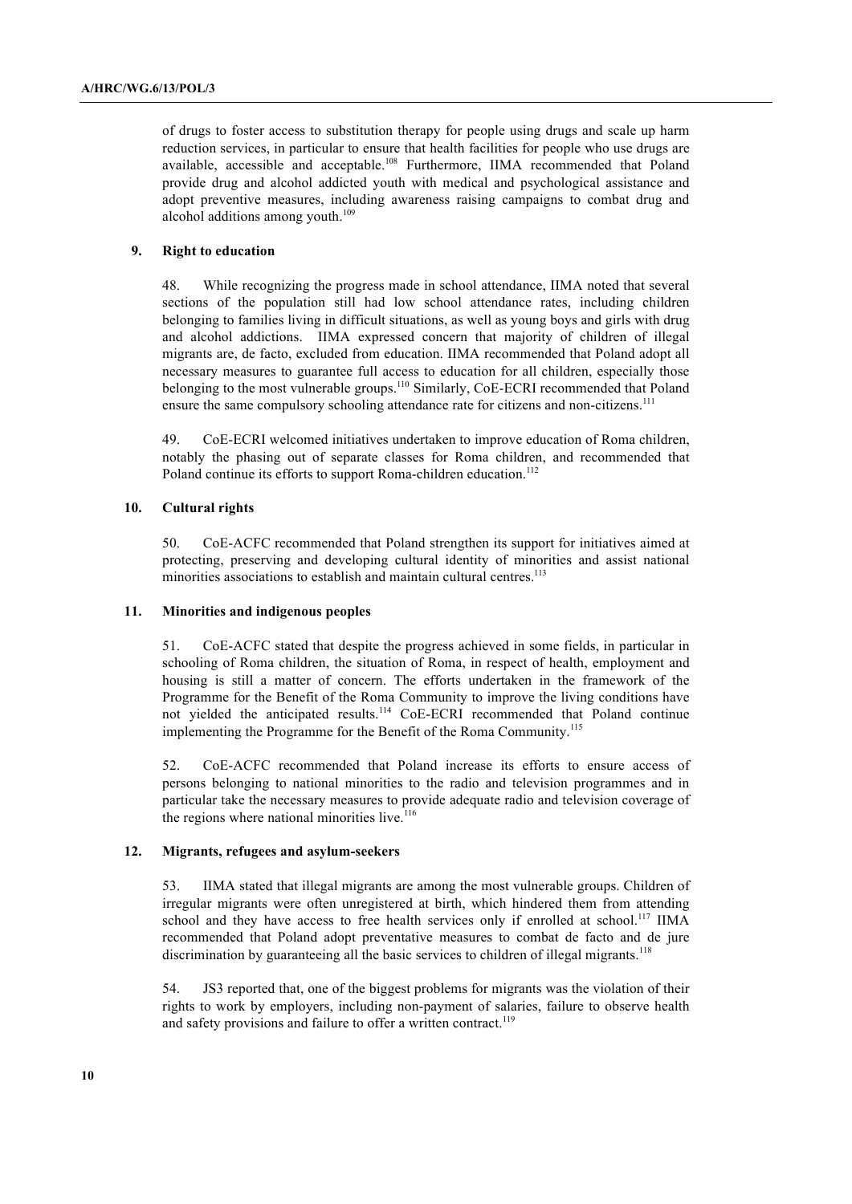of drugs to foster access to substitution therapy for people using drugs and scale up harm reduction services, in particular to ensure that health facilities for people who use drugs are available, accessible and acceptable.[108] Furthermore, IIMA recommended that Poland provide drug and alcohol addicted youth with medical and psychological assistance and adopt preventive measures, including awareness raising campaigns to combat drug and alcohol additions among youth.[109]

### 9. Right to education

48. While recognizing the progress made in school attendance, IIMA noted that several sections of the population still had low school attendance rates, including children belonging to families living in difficult situations, as well as young boys and girls with drug and alcohol addictions. IIMA expressed concern that majority of children of illegal migrants are, de facto, excluded from education. IIMA recommended that Poland adopt all necessary measures to guarantee full access to education for all children, especially those belonging to the most vulnerable groups.[110] Similarly, CoE-ECRI recommended that Poland ensure the same compulsory schooling attendance rate for citizens and non-citizens.[111]

49. CoE-ECRI welcomed initiatives undertaken to improve education of Roma children, notably the phasing out of separate classes for Roma children, and recommended that Poland continue its efforts to support Roma-children education.[112]

### 10. Cultural rights

50. CoE-ACFC recommended that Poland strengthen its support for initiatives aimed at protecting, preserving and developing cultural identity of minorities and assist national minorities associations to establish and maintain cultural centres.[113]

### 11. Minorities and indigenous peoples

51. CoE-ACFC stated that despite the progress achieved in some fields, in particular in schooling of Roma children, the situation of Roma, in respect of health, employment and housing is still a matter of concern. The efforts undertaken in the framework of the Programme for the Benefit of the Roma Community to improve the living conditions have not yielded the anticipated results.[114] CoE-ECRI recommended that Poland continue implementing the Programme for the Benefit of the Roma Community.[115]

52. CoE-ACFC recommended that Poland increase its efforts to ensure access of persons belonging to national minorities to the radio and television programmes and in particular take the necessary measures to provide adequate radio and television coverage of the regions where national minorities live.[116]

### 12. Migrants, refugees and asylum-seekers

53. IIMA stated that illegal migrants are among the most vulnerable groups. Children of irregular migrants were often unregistered at birth, which hindered them from attending school and they have access to free health services only if enrolled at school.[117] IIMA recommended that Poland adopt preventative measures to combat de facto and de jure discrimination by guaranteeing all the basic services to children of illegal migrants.[118]

54. JS3 reported that, one of the biggest problems for migrants was the violation of their rights to work by employers, including non-payment of salaries, failure to observe health and safety provisions and failure to offer a written contract.[119]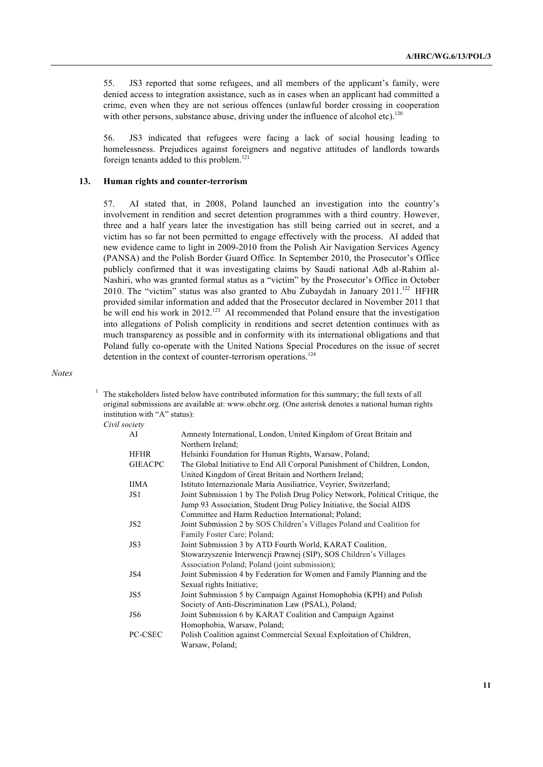55. JS3 reported that some refugees, and all members of the applicant's family, were denied access to integration assistance, such as in cases when an applicant had committed a crime, even when they are not serious offences (unlawful border crossing in cooperation with other persons, substance abuse, driving under the influence of alcohol etc).[120]

56. JS3 indicated that refugees were facing a lack of social housing leading to homelessness. Prejudices against foreigners and negative attitudes of landlords towards foreign tenants added to this problem.[121]

### 13. Human rights and counter-terrorism

57. AI stated that, in 2008, Poland launched an investigation into the country's involvement in rendition and secret detention programmes with a third country. However, three and a half years later the investigation has still being carried out in secret, and a victim has so far not been permitted to engage effectively with the process. AI added that new evidence came to light in 2009-2010 from the Polish Air Navigation Services Agency (PANSA) and the Polish Border Guard Office. In September 2010, the Prosecutor's Office publicly confirmed that it was investigating claims by Saudi national Adb al-Rahim al-Nashiri, who was granted formal status as a "victim" by the Prosecutor's Office in October 2010. The "victim" status was also granted to Abu Zubaydah in January 2011.[122] HFHR provided similar information and added that the Prosecutor declared in November 2011 that he will end his work in 2012.[123] AI recommended that Poland ensure that the investigation into allegations of Polish complicity in renditions and secret detention continues with as much transparency as possible and in conformity with its international obligations and that Poland fully co-operate with the United Nations Special Procedures on the issue of secret detention in the context of counter-terrorism operations.[124]

*Notes*

[1] The stakeholders listed below have contributed information for this summary; the full texts of all original submissions are available at: www.ohchr.org. (One asterisk denotes a national human rights institution with "A" status):

*Civil society*

| | |
|---|---|
| AI | Amnesty International, London, United Kingdom of Great Britain and Northern Ireland; |
| HFHR | Helsinki Foundation for Human Rights, Warsaw, Poland; |
| GIEACPC | The Global Initiative to End All Corporal Punishment of Children, London, United Kingdom of Great Britain and Northern Ireland; |
| IIMA | Istituto Internazionale Maria Ausiliatrice, Veyrier, Switzerland; |
| JS1 | Joint Submission 1 by The Polish Drug Policy Network, Political Critique, the Jump 93 Association, Student Drug Policy Initiative, the Social AIDS Committee and Harm Reduction International; Poland; |
| JS2 | Joint Submission 2 by SOS Children's Villages Poland and Coalition for Family Foster Care; Poland; |
| JS3 | Joint Submission 3 by ATD Fourth World, KARAT Coalition, Stowarzyszenie Interwencji Prawnej (SIP), SOS Children's Villages Association Poland; Poland (joint submission); |
| JS4 | Joint Submission 4 by Federation for Women and Family Planning and the Sexual rights Initiative; |
| JS5 | Joint Submission 5 by Campaign Against Homophobia (KPH) and Polish Society of Anti-Discrimination Law (PSAL), Poland; |
| JS6 | Joint Submission 6 by KARAT Coalition and Campaign Against Homophobia, Warsaw, Poland; |
| PC-CSEC | Polish Coalition against Commercial Sexual Exploitation of Children, Warsaw, Poland; |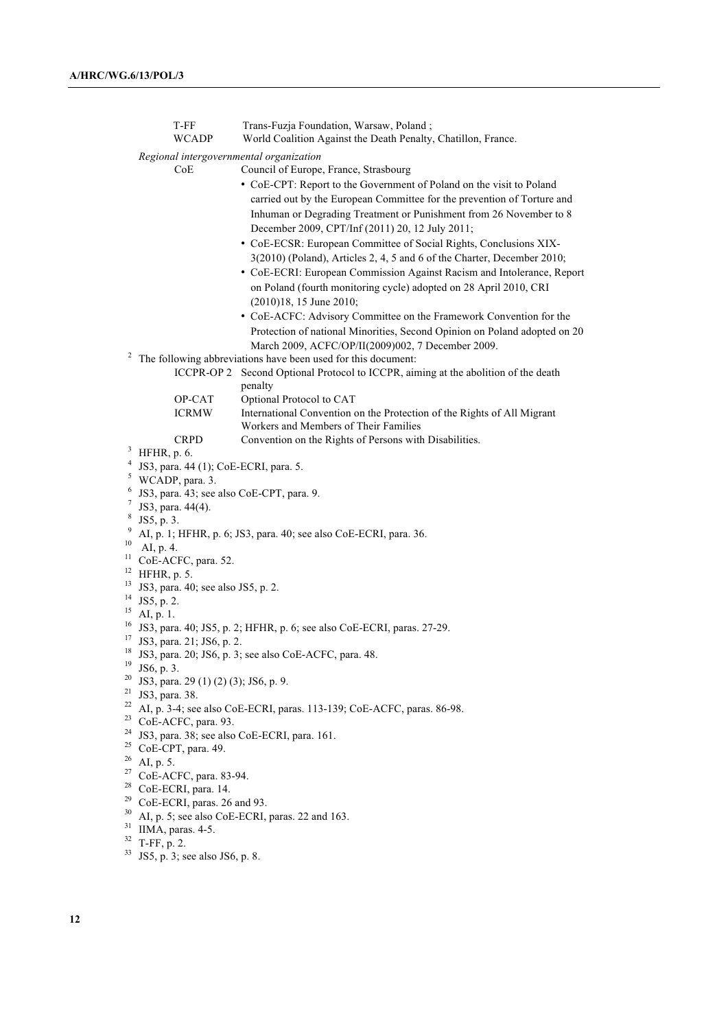T-FF Trans-Fuzja Foundation, Warsaw, Poland ;

WCADP World Coalition Against the Death Penalty, Chatillon, France.

*Regional intergovernmental organization*

CoE Council of Europe, France, Strasbourg

- CoE-CPT: Report to the Government of Poland on the visit to Poland carried out by the European Committee for the prevention of Torture and Inhuman or Degrading Treatment or Punishment from 26 November to 8 December 2009, CPT/Inf (2011) 20, 12 July 2011;
- CoE-ECSR: European Committee of Social Rights, Conclusions XIX-3(2010) (Poland), Articles 2, 4, 5 and 6 of the Charter, December 2010;
- CoE-ECRI: European Commission Against Racism and Intolerance, Report on Poland (fourth monitoring cycle) adopted on 28 April 2010, CRI (2010)18, 15 June 2010;
- CoE-ACFC: Advisory Committee on the Framework Convention for the Protection of national Minorities, Second Opinion on Poland adopted on 20 March 2009, ACFC/OP/II(2009)002, 7 December 2009.

[2] The following abbreviations have been used for this document:

ICCPR-OP 2 Second Optional Protocol to ICCPR, aiming at the abolition of the death penalty

OP-CAT Optional Protocol to CAT

ICRMW International Convention on the Protection of the Rights of All Migrant Workers and Members of Their Families

CRPD Convention on the Rights of Persons with Disabilities.

[3] HFHR, p. 6.

[4] JS3, para. 44 (1); CoE-ECRI, para. 5.

[5] WCADP, para. 3.

[6] JS3, para. 43; see also CoE-CPT, para. 9.

[7] JS3, para. 44(4).

[8] JS5, p. 3.

[9] AI, p. 1; HFHR, p. 6; JS3, para. 40; see also CoE-ECRI, para. 36.

[10] AI, p. 4.

[11] CoE-ACFC, para. 52.

[12] HFHR, p. 5.

[13] JS3, para. 40; see also JS5, p. 2.

[14] JS5, p. 2.

[15] AI, p. 1.

[16] JS3, para. 40; JS5, p. 2; HFHR, p. 6; see also CoE-ECRI, paras. 27-29.

[17] JS3, para. 21; JS6, p. 2.

[18] JS3, para. 20; JS6, p. 3; see also CoE-ACFC, para. 48.

[19] JS6, p. 3.

[20] JS3, para. 29 (1) (2) (3); JS6, p. 9.

[21] JS3, para. 38.

[22] AI, p. 3-4; see also CoE-ECRI, paras. 113-139; CoE-ACFC, paras. 86-98.

[23] CoE-ACFC, para. 93.

[24] JS3, para. 38; see also CoE-ECRI, para. 161.

[25] CoE-CPT, para. 49.

[26] AI, p. 5.

[27] CoE-ACFC, para. 83-94.

[28] CoE-ECRI, para. 14.

[29] CoE-ECRI, paras. 26 and 93.

[30] AI, p. 5; see also CoE-ECRI, paras. 22 and 163.

[31] IIMA, paras. 4-5.

[32] T-FF, p. 2.

[33] JS5, p. 3; see also JS6, p. 8.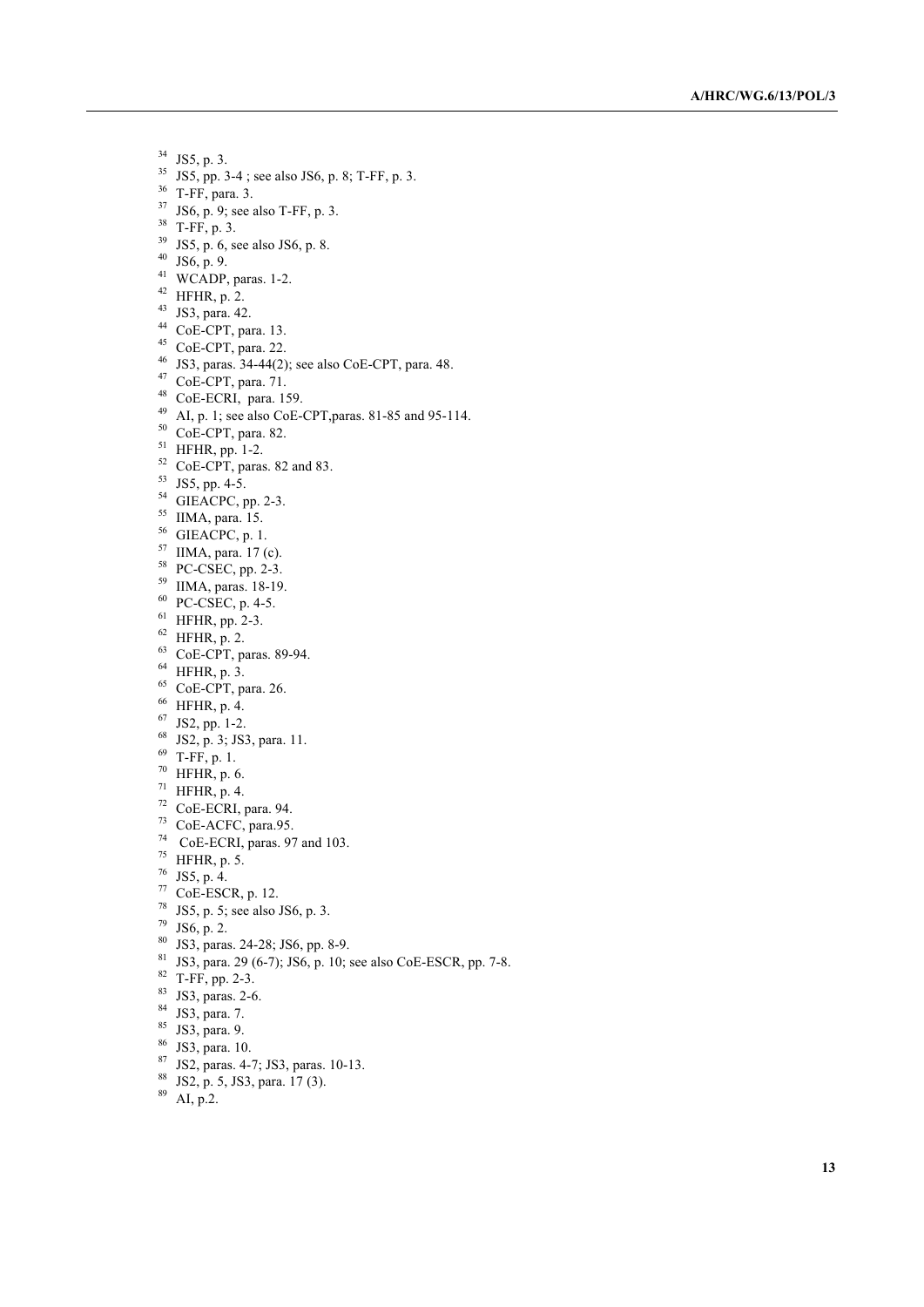[34] JS5, p. 3.
[35] JS5, pp. 3-4 ; see also JS6, p. 8; T-FF, p. 3.
[36] T-FF, para. 3.
[37] JS6, p. 9; see also T-FF, p. 3.
[38] T-FF, p. 3.
[39] JS5, p. 6, see also JS6, p. 8.
[40] JS6, p. 9.
[41] WCADP, paras. 1-2.
[42] HFHR, p. 2.
[43] JS3, para. 42.
[44] CoE-CPT, para. 13.
[45] CoE-CPT, para. 22.
[46] JS3, paras. 34-44(2); see also CoE-CPT, para. 48.
[47] CoE-CPT, para. 71.
[48] CoE-ECRI, para. 159.
[49] AI, p. 1; see also CoE-CPT,paras. 81-85 and 95-114.
[50] CoE-CPT, para. 82.
[51] HFHR, pp. 1-2.
[52] CoE-CPT, paras. 82 and 83.
[53] JS5, pp. 4-5.
[54] GIEACPC, pp. 2-3.
[55] IIMA, para. 15.
[56] GIEACPC, p. 1.
[57] IIMA, para. 17 (c).
[58] PC-CSEC, pp. 2-3.
[59] IIMA, paras. 18-19.
[60] PC-CSEC, p. 4-5.
[61] HFHR, pp. 2-3.
[62] HFHR, p. 2.
[63] CoE-CPT, paras. 89-94.
[64] HFHR, p. 3.
[65] CoE-CPT, para. 26.
[66] HFHR, p. 4.
[67] JS2, pp. 1-2.
[68] JS2, p. 3; JS3, para. 11.
[69] T-FF, p. 1.
[70] HFHR, p. 6.
[71] HFHR, p. 4.
[72] CoE-ECRI, para. 94.
[73] CoE-ACFC, para.95.
[74] CoE-ECRI, paras. 97 and 103.
[75] HFHR, p. 5.
[76] JS5, p. 4.
[77] CoE-ESCR, p. 12.
[78] JS5, p. 5; see also JS6, p. 3.
[79] JS6, p. 2.
[80] JS3, paras. 24-28; JS6, pp. 8-9.
[81] JS3, para. 29 (6-7); JS6, p. 10; see also CoE-ESCR, pp. 7-8.
[82] T-FF, pp. 2-3.
[83] JS3, paras. 2-6.
[84] JS3, para. 7.
[85] JS3, para. 9.
[86] JS3, para. 10.
[87] JS2, paras. 4-7; JS3, paras. 10-13.
[88] JS2, p. 5, JS3, para. 17 (3).
[89] AI, p.2.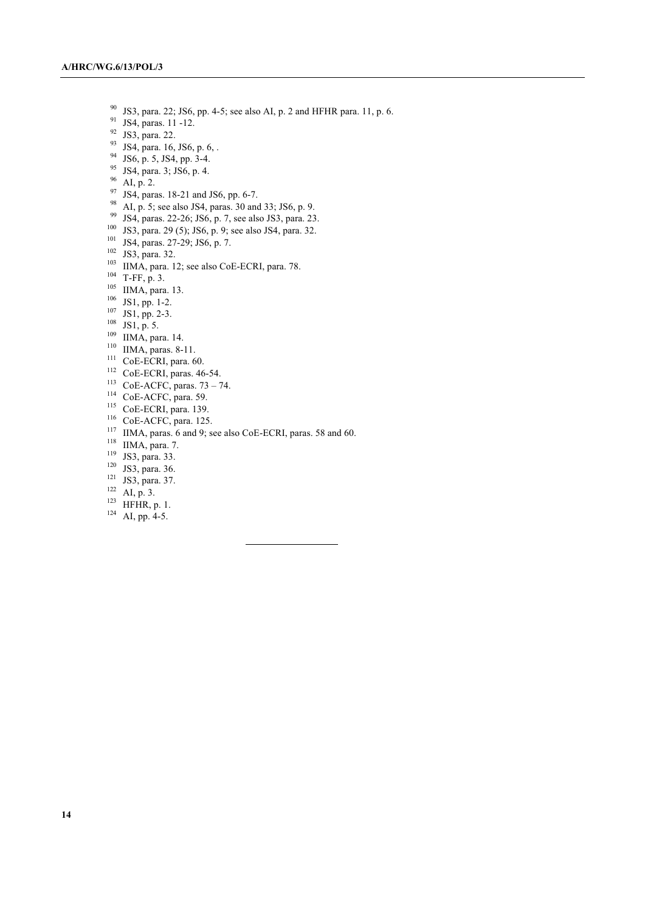[90] JS3, para. 22; JS6, pp. 4-5; see also AI, p. 2 and HFHR para. 11, p. 6.
[91] JS4, paras. 11 -12.
[92] JS3, para. 22.
[93] JS4, para. 16, JS6, p. 6, .
[94] JS6, p. 5, JS4, pp. 3-4.
[95] JS4, para. 3; JS6, p. 4.
[96] AI, p. 2.
[97] JS4, paras. 18-21 and JS6, pp. 6-7.
[98] AI, p. 5; see also JS4, paras. 30 and 33; JS6, p. 9.
[99] JS4, paras. 22-26; JS6, p. 7, see also JS3, para. 23.
[100] JS3, para. 29 (5); JS6, p. 9; see also JS4, para. 32.
[101] JS4, paras. 27-29; JS6, p. 7.
[102] JS3, para. 32.
[103] IIMA, para. 12; see also CoE-ECRI, para. 78.
[104] T-FF, p. 3.
[105] IIMA, para. 13.
[106] JS1, pp. 1-2.
[107] JS1, pp. 2-3.
[108] JS1, p. 5.
[109] IIMA, para. 14.
[110] IIMA, paras. 8-11.
[111] CoE-ECRI, para. 60.
[112] CoE-ECRI, paras. 46-54.
[113] CoE-ACFC, paras. 73 – 74.
[114] CoE-ACFC, para. 59.
[115] CoE-ECRI, para. 139.
[116] CoE-ACFC, para. 125.
[117] IIMA, paras. 6 and 9; see also CoE-ECRI, paras. 58 and 60.
[118] IIMA, para. 7.
[119] JS3, para. 33.
[120] JS3, para. 36.
[121] JS3, para. 37.
[122] AI, p. 3.
[123] HFHR, p. 1.
[124] AI, pp. 4-5.